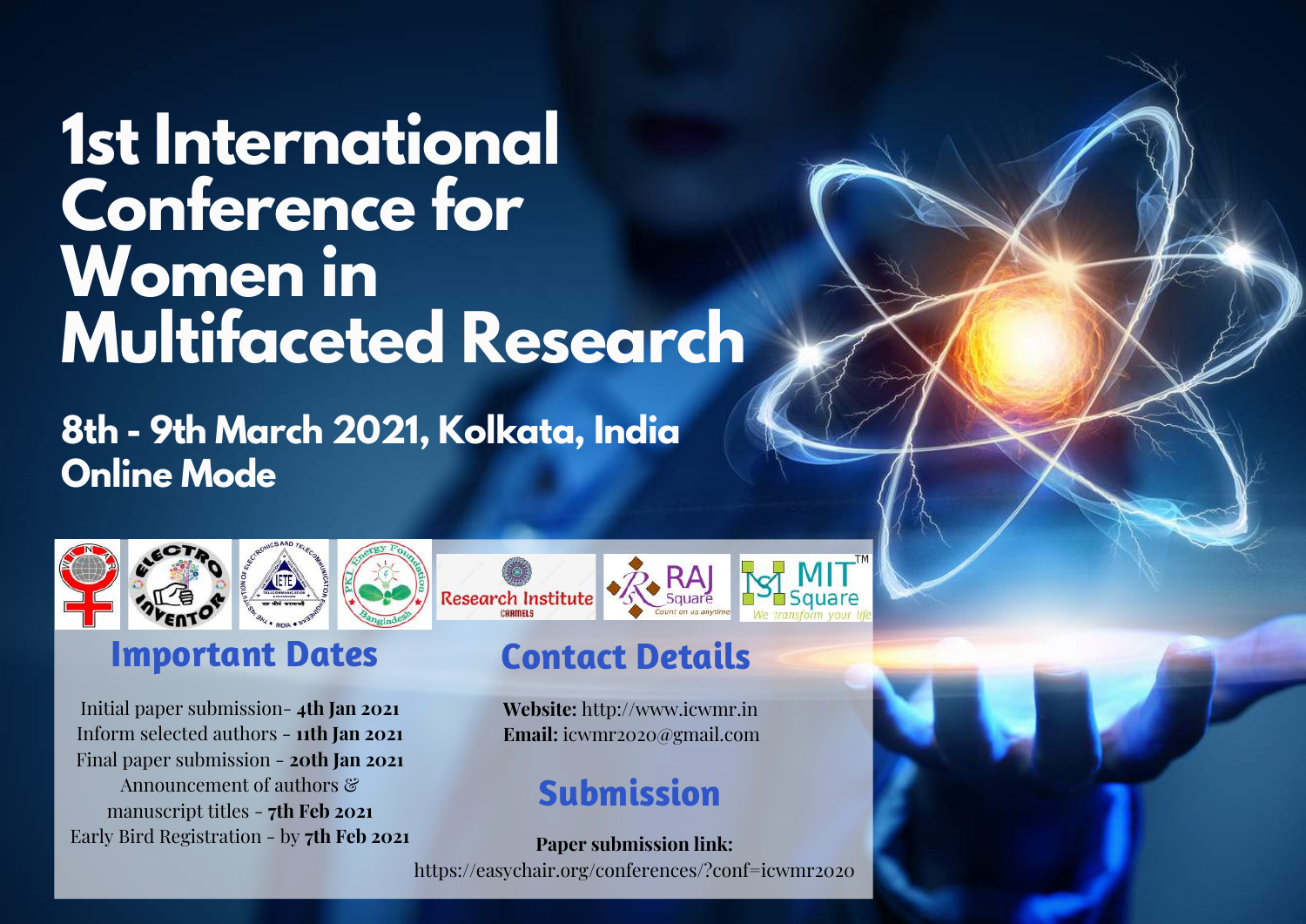# 1st International Conference for Women in Multifaceted Research

## 8th - 9th March 2021, Kolkata, India
## Online Mode

## Important Dates

Initial paper submission- **4th Jan 2021**
Inform selected authors - **11th Jan 2021**
Final paper submission - **20th Jan 2021**
Announcement of authors & manuscript titles - **7th Feb 2021**
Early Bird Registration - by **7th Feb 2021**

## Contact Details

**Website:** http://www.icwmr.in
**Email:** icwmr2020@gmail.com

## Submission

**Paper submission link:**
https://easychair.org/conferences/?conf=icwmr2020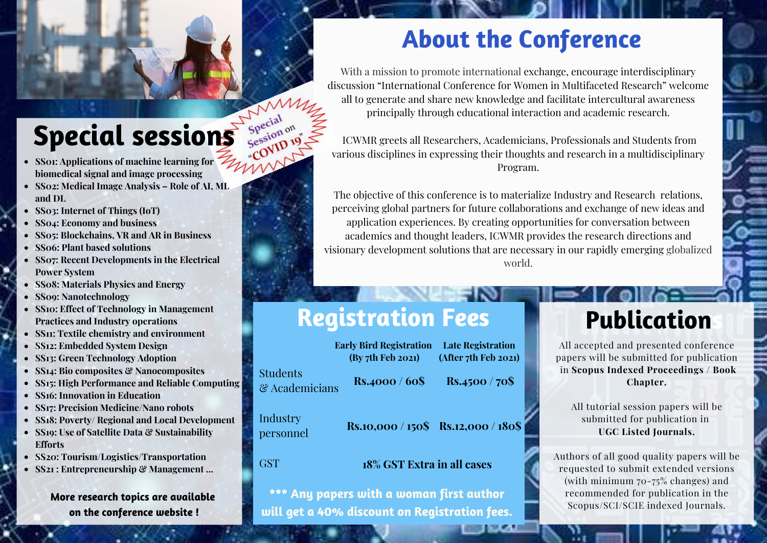# Special sessions

Special Session on "COVID 19"

- **SS01: Applications of machine learning for biomedical signal and image processing**
- **SS02: Medical Image Analysis – Role of AI, ML and DL**
- **SS03: Internet of Things (IoT)**
- **SS04: Economy and business**
- **SS05: Blockchains, VR and AR in Business**
- **SS06: Plant based solutions**
- **SS07: Recent Developments in the Electrical Power System**
- **SS08: Materials Physics and Energy**
- **SS09: Nanotechnology**
- **SS10: Effect of Technology in Management Practices and Industry operations**
- **SS11: Textile chemistry and environment**
- **SS12: Embedded System Design**
- **SS13: Green Technology Adoption**
- **SS14: Bio composites & Nanocomposites**
- **SS15: High Performance and Reliable Computing**
- **SS16: Innovation in Education**
- **SS17: Precision Medicine/Nano robots**
- **SS18: Poverty/ Regional and Local Development**
- **SS19: Use of Satellite Data & Sustainability Efforts**
- **SS20: Tourism/Logistics/Transportation**
- **SS21 : Entrepreneurship & Management ...**

**More research topics are available on the conference website !**

# About the Conference

With a mission to promote international exchange, encourage interdisciplinary discussion "International Conference for Women in Multifaceted Research" welcome all to generate and share new knowledge and facilitate intercultural awareness principally through educational interaction and academic research.

ICWMR greets all Researchers, Academicians, Professionals and Students from various disciplines in expressing their thoughts and research in a multidisciplinary Program.

The objective of this conference is to materialize Industry and Research relations, perceiving global partners for future collaborations and exchange of new ideas and application experiences. By creating opportunities for conversation between academics and thought leaders, ICWMR provides the research directions and visionary development solutions that are necessary in our rapidly emerging globalized world.

# Registration Fees

| | Early Bird Registration (By 7th Feb 2021) | Late Registration (After 7th Feb 2021) |
|---|---|---|
| Students & Academicians | **Rs.4000 / 60$** | **Rs.4500 / 70$** |
| Industry personnel | **Rs.10,000 / 150$** | **Rs.12,000 / 180$** |
| GST | **18% GST Extra in all cases** | |

**\*\*\* Any papers with a woman first author will get a 40% discount on Registration fees.**

# Publications

All accepted and presented conference papers will be submitted for publication in **Scopus Indexed Proceedings** / **Book Chapter.**

All tutorial session papers will be submitted for publication in **UGC Listed Journals.**

Authors of all good quality papers will be requested to submit extended versions (with minimum 70-75% changes) and recommended for publication in the Scopus/SCI/SCIE indexed Journals.